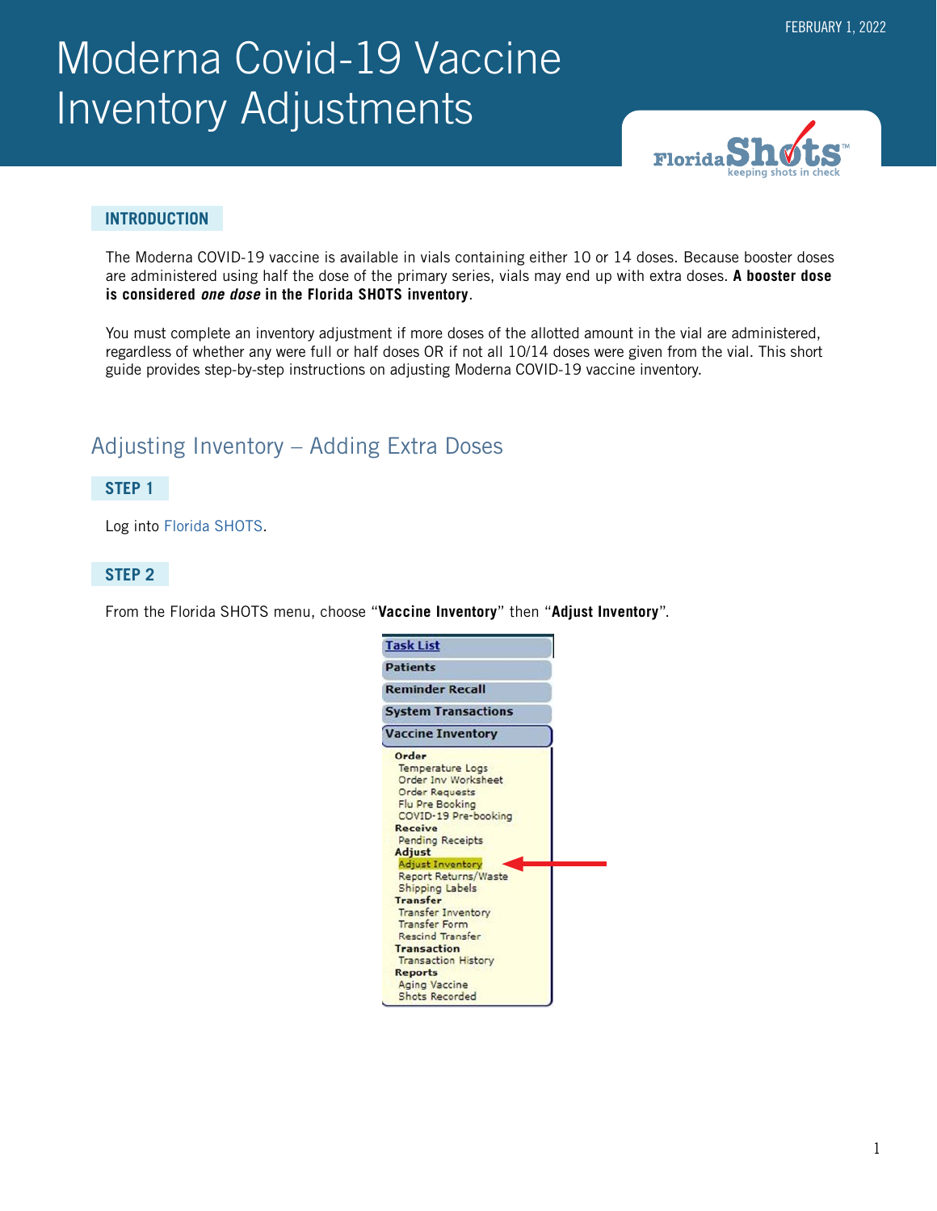# Moderna Covid-19 Vaccine Inventory Adjustments

FEBRUARY 1, 2022

## INTRODUCTION

The Moderna COVID-19 vaccine is available in vials containing either 10 or 14 doses. Because booster doses are administered using half the dose of the primary series, vials may end up with extra doses. **A booster dose is considered *one dose* in the Florida SHOTS inventory**.

You must complete an inventory adjustment if more doses of the allotted amount in the vial are administered, regardless of whether any were full or half doses OR if not all 10/14 doses were given from the vial. This short guide provides step-by-step instructions on adjusting Moderna COVID-19 vaccine inventory.

## Adjusting Inventory – Adding Extra Doses

### STEP 1

Log into Florida SHOTS.

### STEP 2

From the Florida SHOTS menu, choose "**Vaccine Inventory**" then "**Adjust Inventory**".

- Task List
- Patients
- Reminder Recall
- System Transactions
- Vaccine Inventory
  - **Order**
    - Temperature Logs
    - Order Inv Worksheet
    - Order Requests
    - Flu Pre Booking
    - COVID-19 Pre-booking
  - **Receive**
    - Pending Receipts
  - **Adjust**
    - Adjust Inventory
    - Report Returns/Waste
    - Shipping Labels
  - **Transfer**
    - Transfer Inventory
    - Transfer Form
    - Rescind Transfer
  - **Transaction**
    - Transaction History
  - **Reports**
    - Aging Vaccine
    - Shots Recorded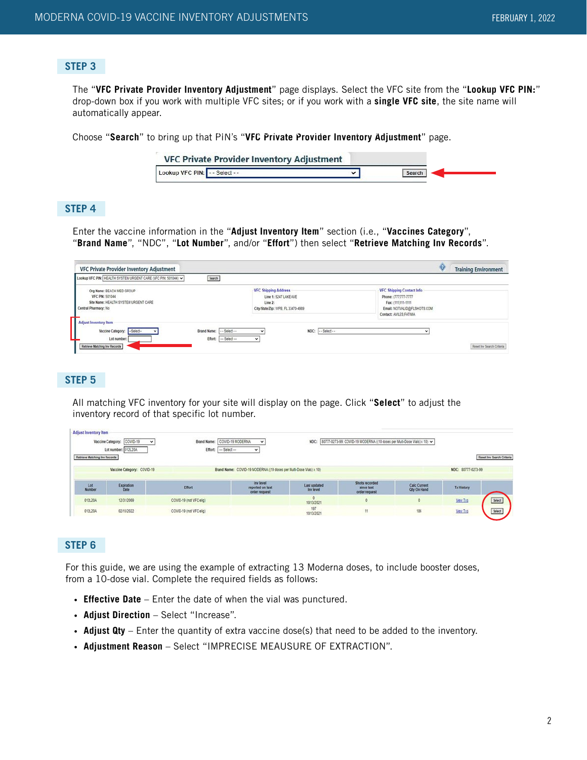## STEP 3

The "**VFC Private Provider Inventory Adjustment**" page displays. Select the VFC site from the "**Lookup VFC PIN:**" drop-down box if you work with multiple VFC sites; or if you work with a **single VFC site**, the site name will automatically appear.

Choose "**Search**" to bring up that PIN's "**VFC Private Provider Inventory Adjustment**" page.

## STEP 4

Enter the vaccine information in the "**Adjust Inventory Item**" section (i.e., "**Vaccines Category**", "**Brand Name**", "NDC", "**Lot Number**", and/or "**Effort**") then select "**Retrieve Matching Inv Records**".

## STEP 5

All matching VFC inventory for your site will display on the page. Click "**Select**" to adjust the inventory record of that specific lot number.

## STEP 6

For this guide, we are using the example of extracting 13 Moderna doses, to include booster doses, from a 10-dose vial. Complete the required fields as follows:

- **Effective Date** – Enter the date of when the vial was punctured.
- **Adjust Direction** – Select "Increase".
- **Adjust Qty** – Enter the quantity of extra vaccine dose(s) that need to be added to the inventory.
- **Adjustment Reason** – Select "IMPRECISE MEAUSURE OF EXTRACTION".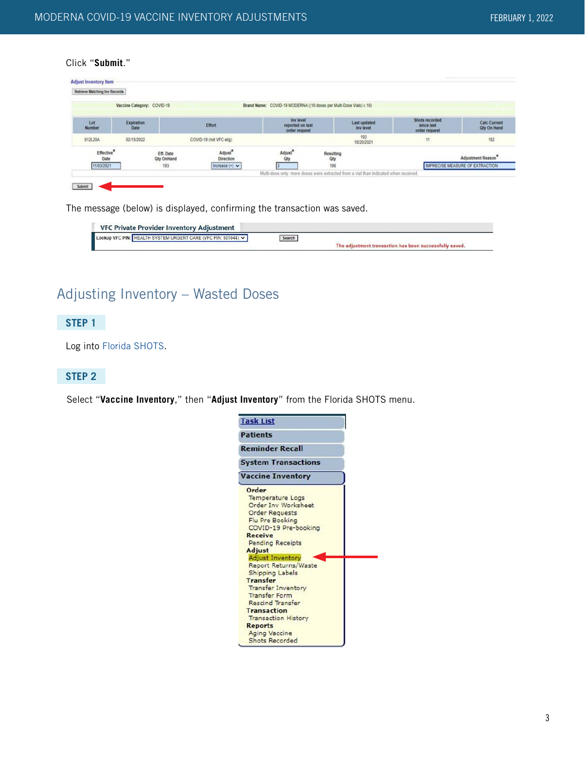Click "**Submit**."

The message (below) is displayed, confirming the transaction was saved.

## Adjusting Inventory – Wasted Doses

### STEP 1

Log into Florida SHOTS.

### STEP 2

Select "**Vaccine Inventory**," then "**Adjust Inventory**" from the Florida SHOTS menu.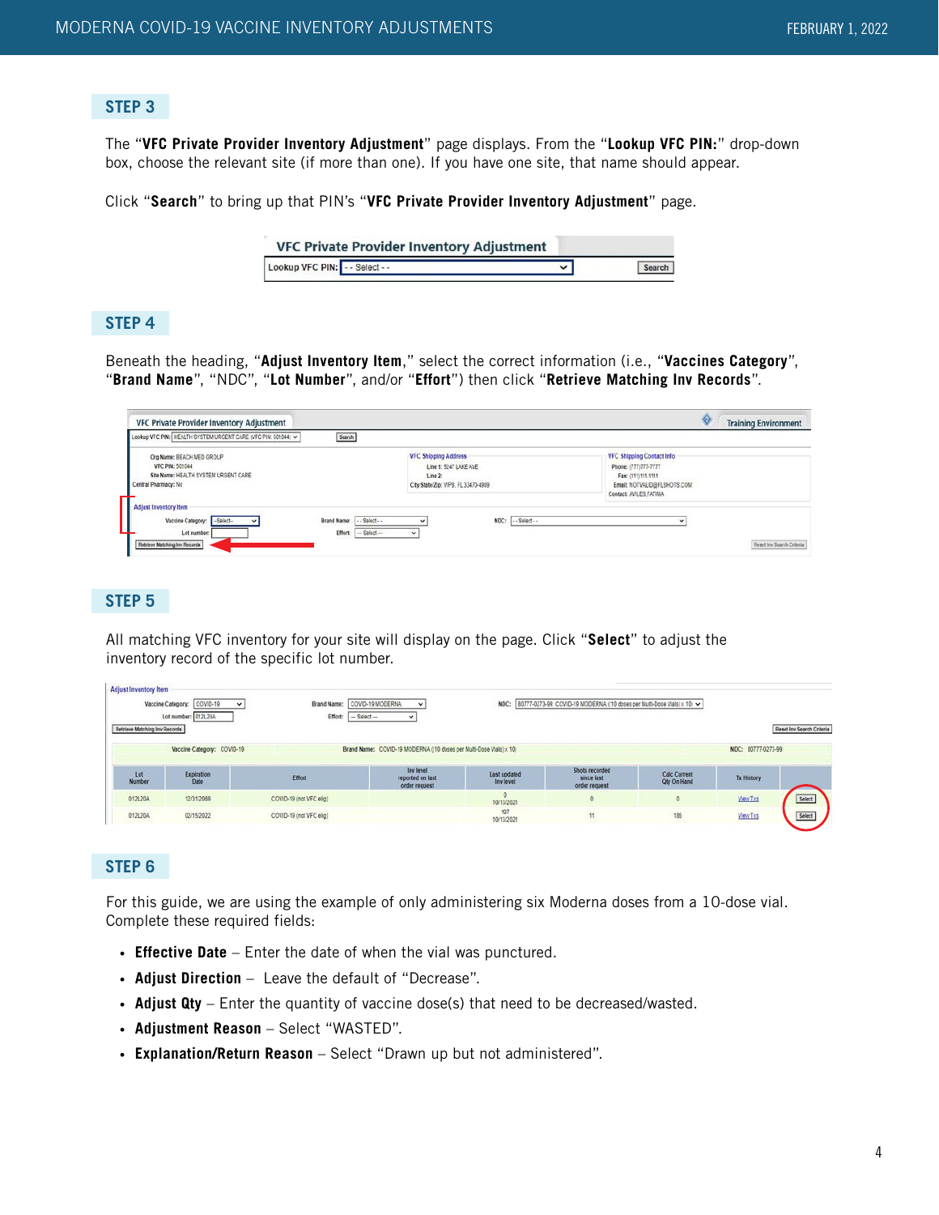## STEP 3

The "**VFC Private Provider Inventory Adjustment**" page displays. From the "**Lookup VFC PIN:**" drop-down box, choose the relevant site (if more than one). If you have one site, that name should appear.

Click "**Search**" to bring up that PIN's "**VFC Private Provider Inventory Adjustment**" page.

## STEP 4

Beneath the heading, "**Adjust Inventory Item**," select the correct information (i.e., "**Vaccines Category**", "**Brand Name**", "NDC", "**Lot Number**", and/or "**Effort**") then click "**Retrieve Matching Inv Records**".

## STEP 5

All matching VFC inventory for your site will display on the page. Click "**Select**" to adjust the inventory record of the specific lot number.

## STEP 6

For this guide, we are using the example of only administering six Moderna doses from a 10-dose vial. Complete these required fields:

- **Effective Date** – Enter the date of when the vial was punctured.
- **Adjust Direction** – Leave the default of "Decrease".
- **Adjust Qty** – Enter the quantity of vaccine dose(s) that need to be decreased/wasted.
- **Adjustment Reason** – Select "WASTED".
- **Explanation/Return Reason** – Select "Drawn up but not administered".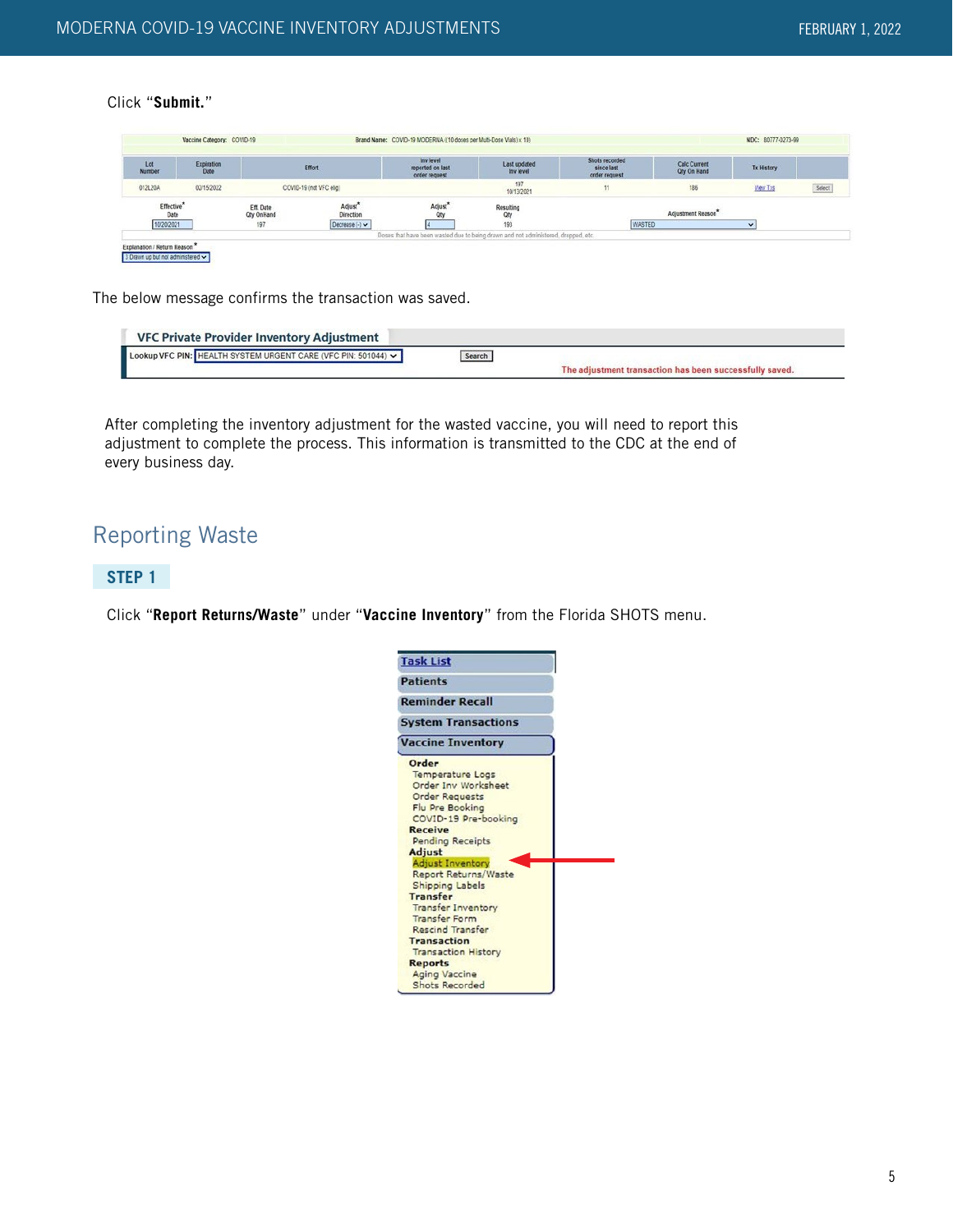Click "**Submit.**"

The below message confirms the transaction was saved.

After completing the inventory adjustment for the wasted vaccine, you will need to report this adjustment to complete the process. This information is transmitted to the CDC at the end of every business day.

## Reporting Waste

### STEP 1

Click "**Report Returns/Waste**" under "**Vaccine Inventory**" from the Florida SHOTS menu.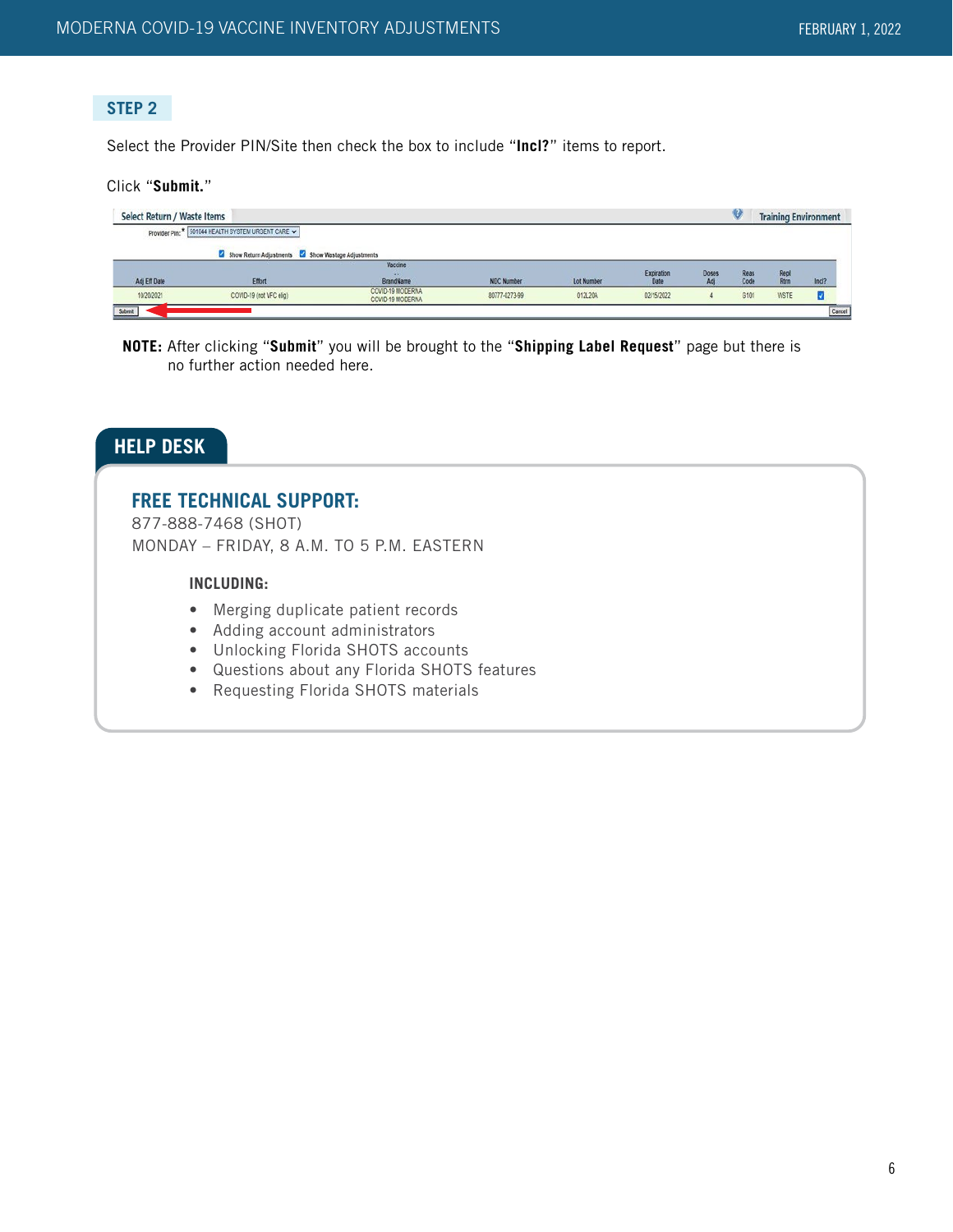## STEP 2

Select the Provider PIN/Site then check the box to include "**Incl?**" items to report.

Click "**Submit.**"

**NOTE:** After clicking "**Submit**" you will be brought to the "**Shipping Label Request**" page but there is no further action needed here.

## HELP DESK

### FREE TECHNICAL SUPPORT:

877-888-7468 (SHOT)
MONDAY – FRIDAY, 8 A.M. TO 5 P.M. EASTERN

**INCLUDING:**

- Merging duplicate patient records
- Adding account administrators
- Unlocking Florida SHOTS accounts
- Questions about any Florida SHOTS features
- Requesting Florida SHOTS materials